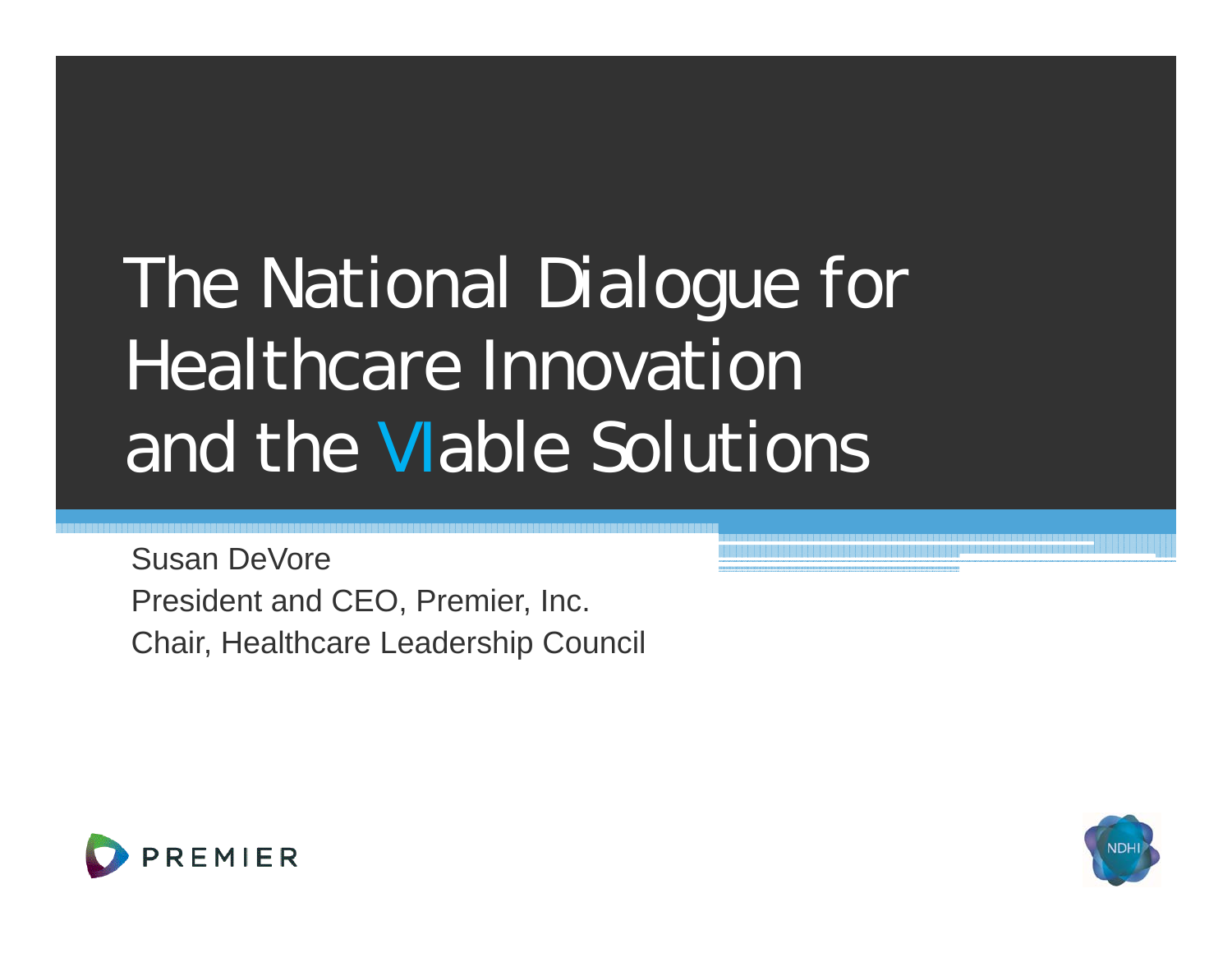# The National Dialogue for Healthcare Innovation and the VIable Solutions

Susan DeVore

President and CEO, Premier, Inc.

Chair, Healthcare Leadership Council

PREMIER

NDHI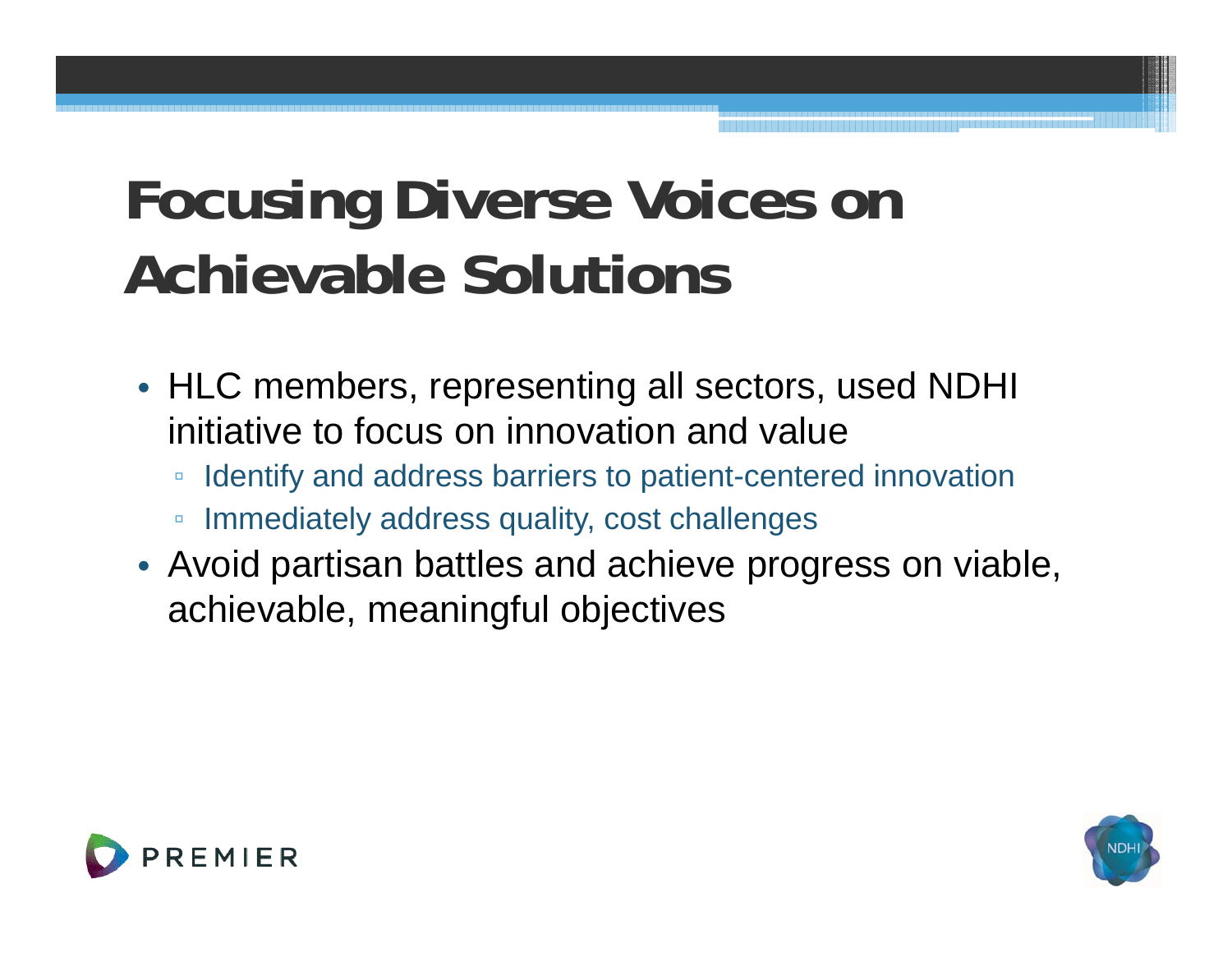# Focusing Diverse Voices on Achievable Solutions

- HLC members, representing all sectors, used NDHI initiative to focus on innovation and value
  - Identify and address barriers to patient-centered innovation
  - Immediately address quality, cost challenges
- Avoid partisan battles and achieve progress on viable, achievable, meaningful objectives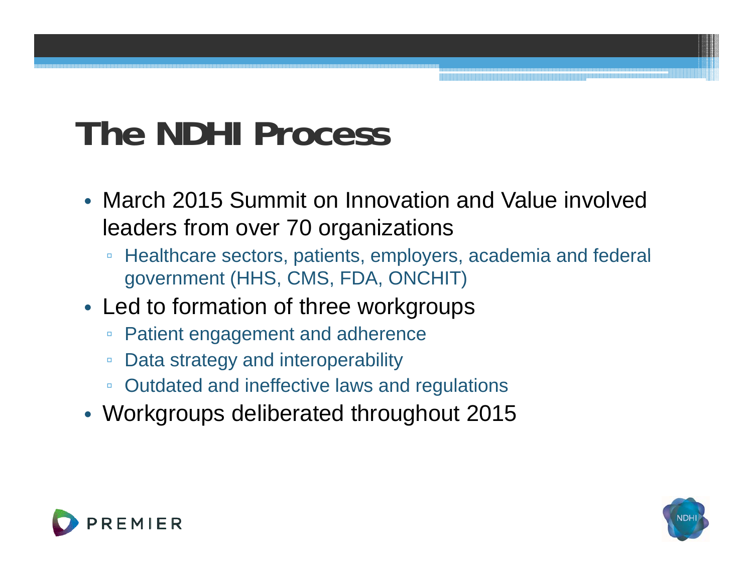# The NDHI Process

- March 2015 Summit on Innovation and Value involved leaders from over 70 organizations
  - Healthcare sectors, patients, employers, academia and federal government (HHS, CMS, FDA, ONCHIT)
- Led to formation of three workgroups
  - Patient engagement and adherence
  - Data strategy and interoperability
  - Outdated and ineffective laws and regulations
- Workgroups deliberated throughout 2015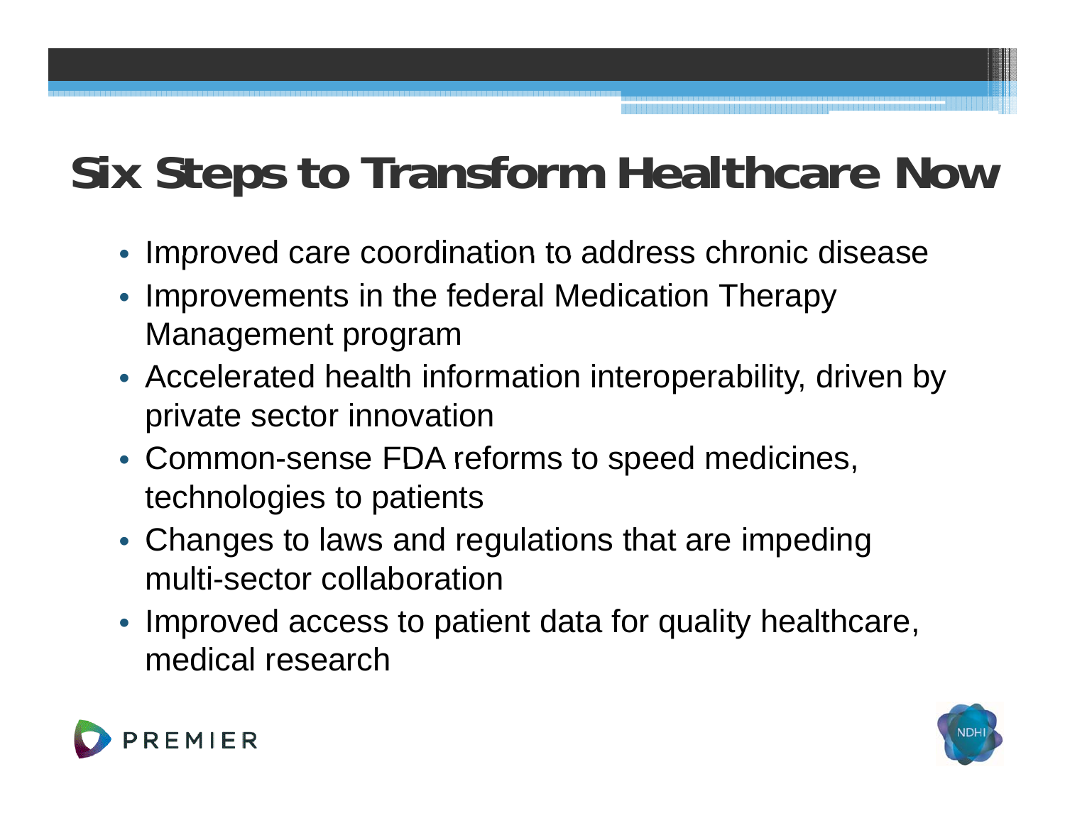# Six Steps to Transform Healthcare Now

- Improved care coordination to address chronic disease
- Improvements in the federal Medication Therapy Management program
- Accelerated health information interoperability, driven by private sector innovation
- Common-sense FDA reforms to speed medicines, technologies to patients
- Changes to laws and regulations that are impeding multi-sector collaboration
- Improved access to patient data for quality healthcare, medical research

PREMIER

NDHI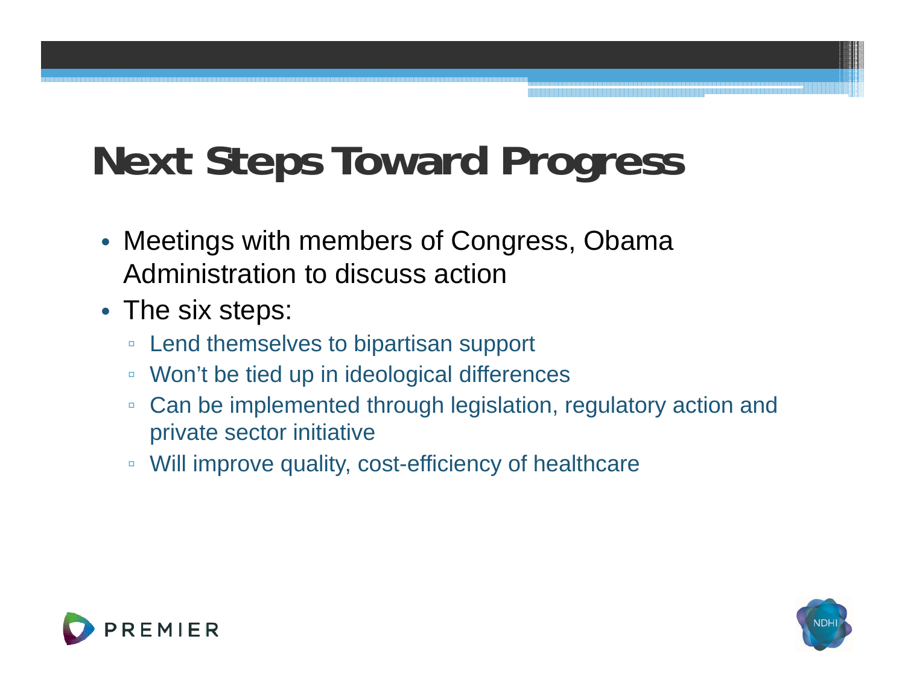# Next Steps Toward Progress

- Meetings with members of Congress, Obama Administration to discuss action
- The six steps:
  - Lend themselves to bipartisan support
  - Won't be tied up in ideological differences
  - Can be implemented through legislation, regulatory action and private sector initiative
  - Will improve quality, cost-efficiency of healthcare

PREMIER

NDHI